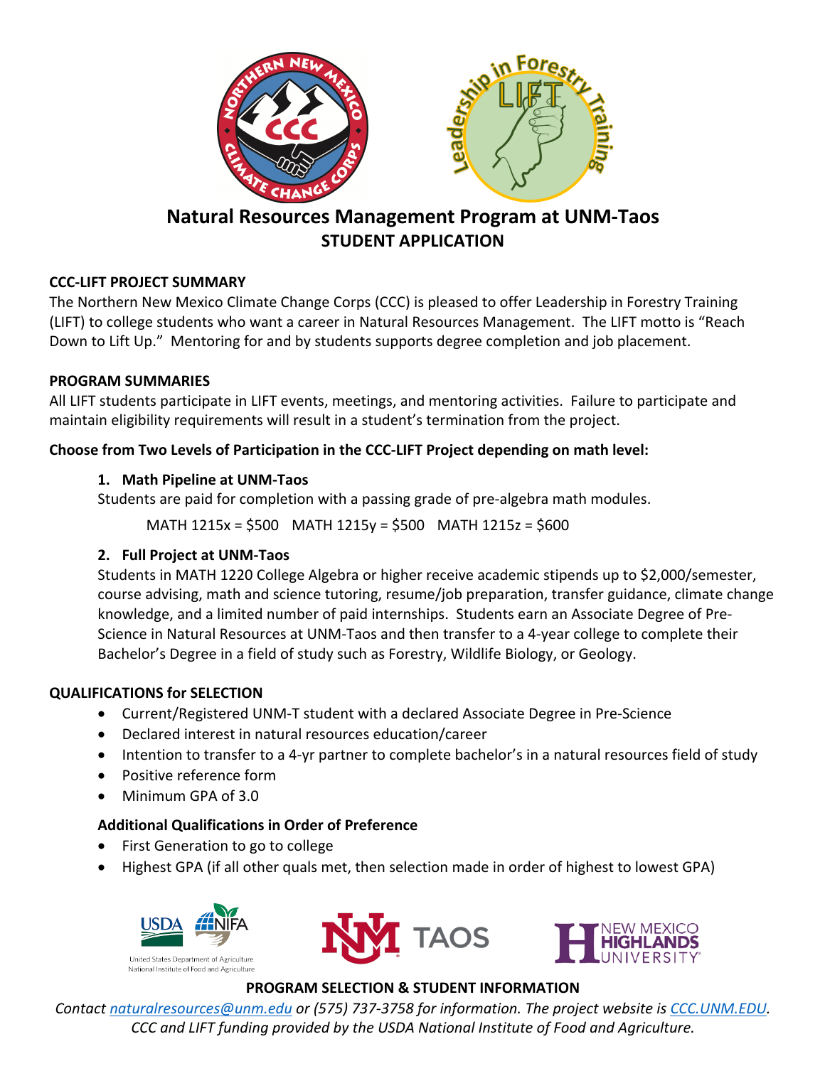# Natural Resources Management Program at UNM-Taos

## STUDENT APPLICATION

**CCC-LIFT PROJECT SUMMARY**

The Northern New Mexico Climate Change Corps (CCC) is pleased to offer Leadership in Forestry Training (LIFT) to college students who want a career in Natural Resources Management. The LIFT motto is "Reach Down to Lift Up." Mentoring for and by students supports degree completion and job placement.

**PROGRAM SUMMARIES**

All LIFT students participate in LIFT events, meetings, and mentoring activities. Failure to participate and maintain eligibility requirements will result in a student's termination from the project.

**Choose from Two Levels of Participation in the CCC-LIFT Project depending on math level:**

1. **Math Pipeline at UNM-Taos**
   Students are paid for completion with a passing grade of pre-algebra math modules.

   MATH 1215x = $500   MATH 1215y = $500   MATH 1215z = $600

2. **Full Project at UNM-Taos**
   Students in MATH 1220 College Algebra or higher receive academic stipends up to $2,000/semester, course advising, math and science tutoring, resume/job preparation, transfer guidance, climate change knowledge, and a limited number of paid internships. Students earn an Associate Degree of Pre-Science in Natural Resources at UNM-Taos and then transfer to a 4-year college to complete their Bachelor's Degree in a field of study such as Forestry, Wildlife Biology, or Geology.

**QUALIFICATIONS for SELECTION**

- Current/Registered UNM-T student with a declared Associate Degree in Pre-Science
- Declared interest in natural resources education/career
- Intention to transfer to a 4-yr partner to complete bachelor's in a natural resources field of study
- Positive reference form
- Minimum GPA of 3.0

**Additional Qualifications in Order of Preference**

- First Generation to go to college
- Highest GPA (if all other quals met, then selection made in order of highest to lowest GPA)

**PROGRAM SELECTION & STUDENT INFORMATION**

*Contact naturalresources@unm.edu or (575) 737-3758 for information. The project website is CCC.UNM.EDU.*
*CCC and LIFT funding provided by the USDA National Institute of Food and Agriculture.*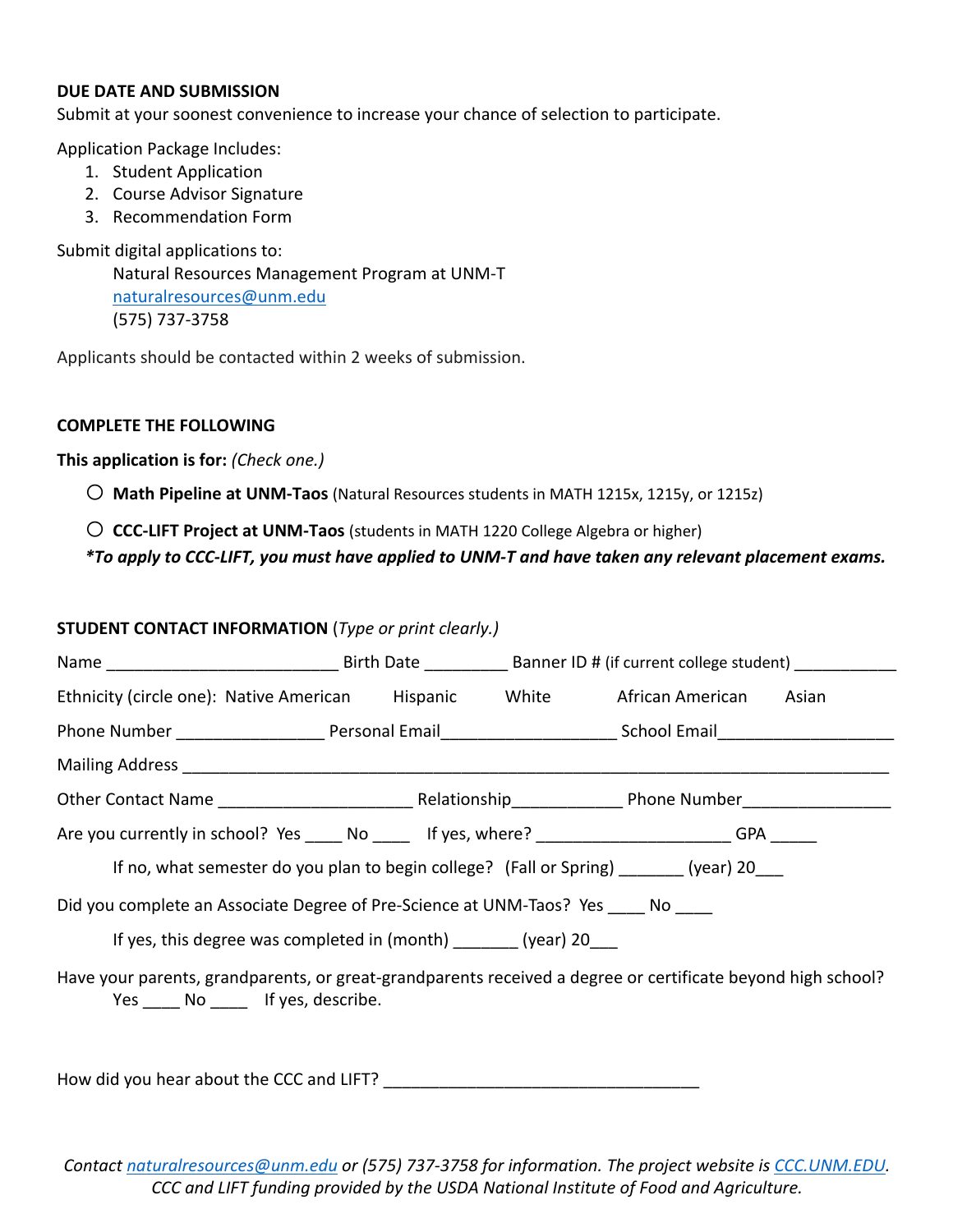**DUE DATE AND SUBMISSION**

Submit at your soonest convenience to increase your chance of selection to participate.

Application Package Includes:

1. Student Application
2. Course Advisor Signature
3. Recommendation Form

Submit digital applications to:

Natural Resources Management Program at UNM-T
naturalresources@unm.edu
(575) 737-3758

Applicants should be contacted within 2 weeks of submission.

**COMPLETE THE FOLLOWING**

**This application is for:** *(Check one.)*

○ **Math Pipeline at UNM-Taos** (Natural Resources students in MATH 1215x, 1215y, or 1215z)

○ **CCC-LIFT Project at UNM-Taos** (students in MATH 1220 College Algebra or higher)

***To apply to CCC-LIFT, you must have applied to UNM-T and have taken any relevant placement exams.***

**STUDENT CONTACT INFORMATION** (*Type or print clearly.*)

Name _________________________ Birth Date _________ Banner ID # (if current college student) ___________

Ethnicity (circle one): Native American Hispanic White African American Asian

Phone Number ________________ Personal Email__________________ School Email__________________

Mailing Address ______________________________________________________________________________

Other Contact Name _____________________ Relationship____________ Phone Number________________

Are you currently in school? Yes ____ No ____ If yes, where? _____________________ GPA _____

If no, what semester do you plan to begin college? (Fall or Spring) _______ (year) 20___

Did you complete an Associate Degree of Pre-Science at UNM-Taos? Yes ____ No ____

If yes, this degree was completed in (month) _______ (year) 20___

Have your parents, grandparents, or great-grandparents received a degree or certificate beyond high school?
Yes ____ No ____ If yes, describe.

How did you hear about the CCC and LIFT? __________________________________

*Contact naturalresources@unm.edu or (575) 737-3758 for information. The project website is CCC.UNM.EDU.*
*CCC and LIFT funding provided by the USDA National Institute of Food and Agriculture.*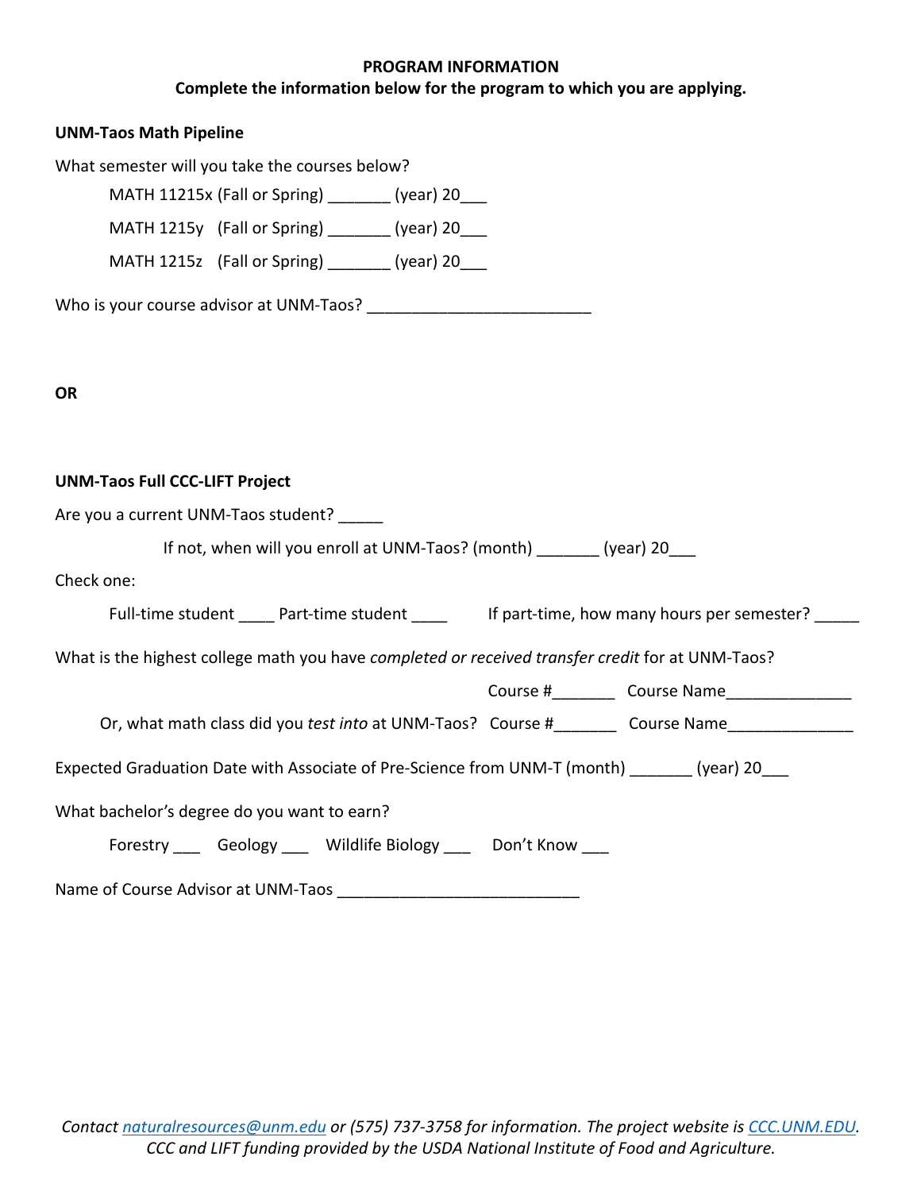**PROGRAM INFORMATION**

**Complete the information below for the program to which you are applying.**

**UNM-Taos Math Pipeline**

What semester will you take the courses below?

MATH 11215x (Fall or Spring) _______ (year) 20___

MATH 1215y (Fall or Spring) _______ (year) 20___

MATH 1215z (Fall or Spring) _______ (year) 20___

Who is your course advisor at UNM-Taos? _________________________

**OR**

**UNM-Taos Full CCC-LIFT Project**

Are you a current UNM-Taos student? _____

If not, when will you enroll at UNM-Taos? (month) _______ (year) 20___

Check one:

Full-time student ____ Part-time student ____ If part-time, how many hours per semester? _____

What is the highest college math you have *completed or received transfer credit* for at UNM-Taos?

Course #_______ Course Name______________

Or, what math class did you *test into* at UNM-Taos? Course #_______ Course Name______________

Expected Graduation Date with Associate of Pre-Science from UNM-T (month) _______ (year) 20___

What bachelor's degree do you want to earn?

Forestry ___ Geology ___ Wildlife Biology ___ Don't Know ___

Name of Course Advisor at UNM-Taos ___________________________

*Contact naturalresources@unm.edu or (575) 737-3758 for information. The project website is CCC.UNM.EDU.*
*CCC and LIFT funding provided by the USDA National Institute of Food and Agriculture.*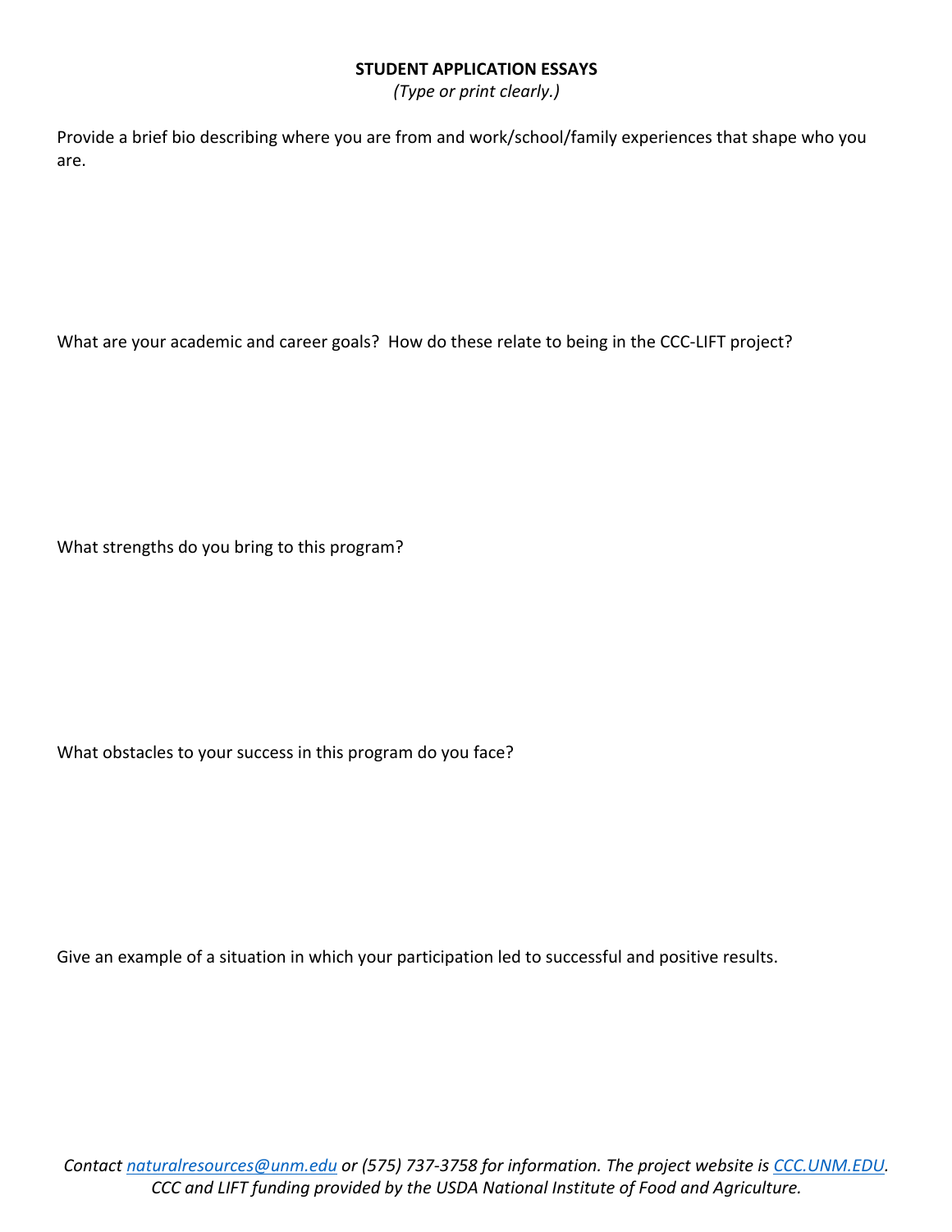**STUDENT APPLICATION ESSAYS**

*(Type or print clearly.)*

Provide a brief bio describing where you are from and work/school/family experiences that shape who you are.

What are your academic and career goals? How do these relate to being in the CCC-LIFT project?

What strengths do you bring to this program?

What obstacles to your success in this program do you face?

Give an example of a situation in which your participation led to successful and positive results.

*Contact [naturalresources@unm.edu](mailto:naturalresources@unm.edu) or (575) 737-3758 for information. The project website is [CCC.UNM.EDU](http://CCC.UNM.EDU).*
*CCC and LIFT funding provided by the USDA National Institute of Food and Agriculture.*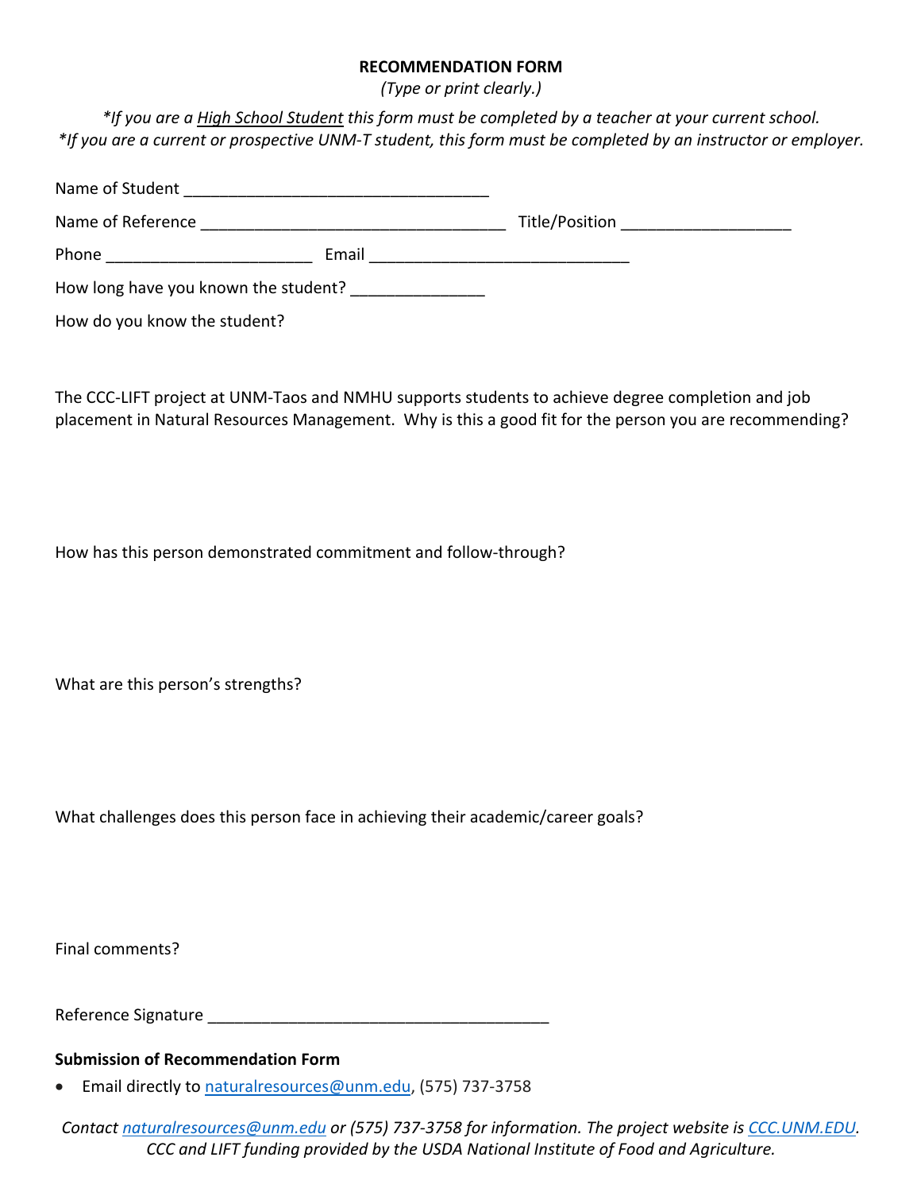# RECOMMENDATION FORM

*(Type or print clearly.)*

*\*If you are a High School Student this form must be completed by a teacher at your current school.*
*\*If you are a current or prospective UNM-T student, this form must be completed by an instructor or employer.*

Name of Student ___________________________________

Name of Reference ___________________________________ Title/Position ___________________

Phone _______________________ Email _____________________________

How long have you known the student? _______________

How do you know the student?

The CCC-LIFT project at UNM-Taos and NMHU supports students to achieve degree completion and job placement in Natural Resources Management. Why is this a good fit for the person you are recommending?

How has this person demonstrated commitment and follow-through?

What are this person's strengths?

What challenges does this person face in achieving their academic/career goals?

Final comments?

Reference Signature _______________________________________

**Submission of Recommendation Form**

- Email directly to naturalresources@unm.edu, (575) 737-3758

*Contact naturalresources@unm.edu or (575) 737-3758 for information. The project website is CCC.UNM.EDU. CCC and LIFT funding provided by the USDA National Institute of Food and Agriculture.*